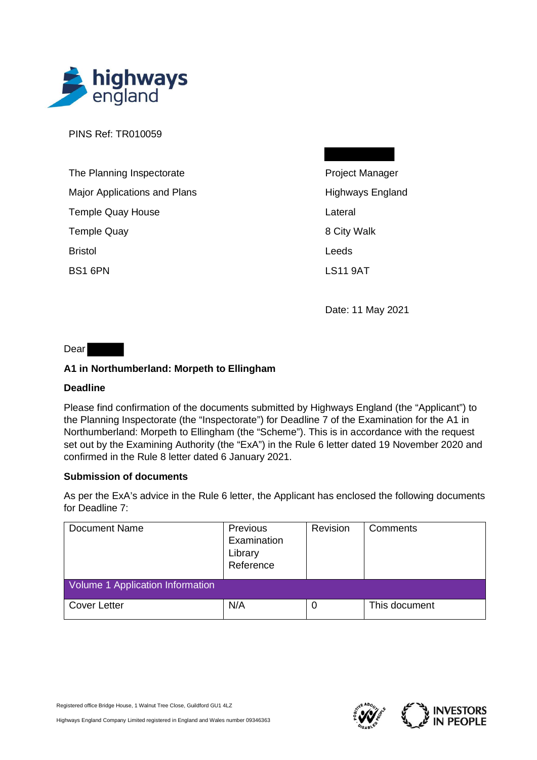highways england

PINS Ref: TR010059

The Planning Inspectorate
Major Applications and Plans
Temple Quay House
Temple Quay
Bristol
BS1 6PN

Project Manager
Highways England
Lateral
8 City Walk
Leeds
LS11 9AT

Date: 11 May 2021

Dear

**A1 in Northumberland: Morpeth to Ellingham**

**Deadline**

Please find confirmation of the documents submitted by Highways England (the "Applicant") to the Planning Inspectorate (the "Inspectorate") for Deadline 7 of the Examination for the A1 in Northumberland: Morpeth to Ellingham (the "Scheme"). This is in accordance with the request set out by the Examining Authority (the "ExA") in the Rule 6 letter dated 19 November 2020 and confirmed in the Rule 8 letter dated 6 January 2021.

**Submission of documents**

As per the ExA's advice in the Rule 6 letter, the Applicant has enclosed the following documents for Deadline 7:

| Document Name | Previous Examination Library Reference | Revision | Comments |
|---|---|---|---|
| Volume 1 Application Information | | | |
| Cover Letter | N/A | 0 | This document |

Registered office Bridge House, 1 Walnut Tree Close, Guildford GU1 4LZ

Highways England Company Limited registered in England and Wales number 09346363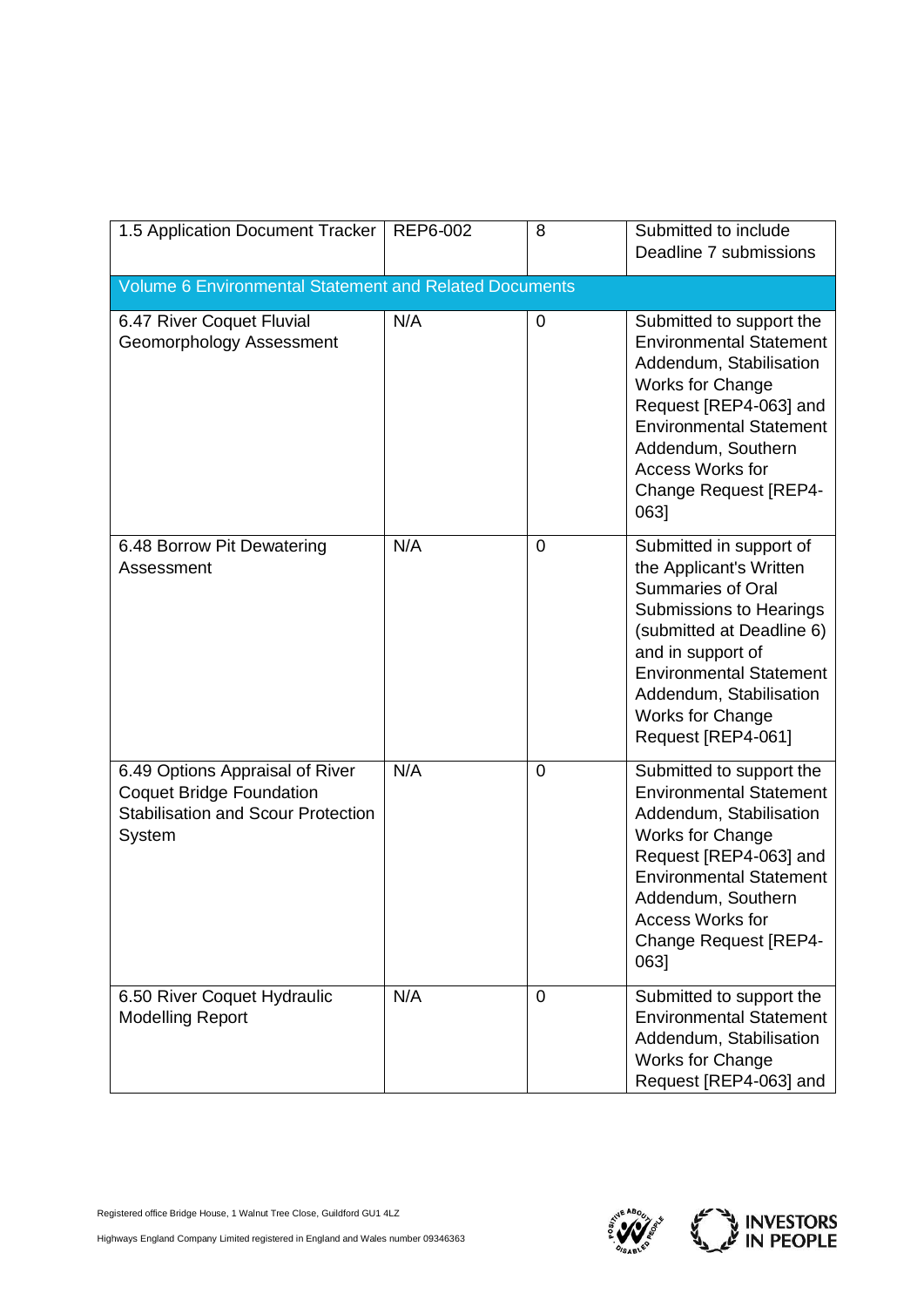| 1.5 Application Document Tracker | REP6-002 | 8 | Submitted to include Deadline 7 submissions |
|---|---|---|---|
| Volume 6 Environmental Statement and Related Documents | | | |
| 6.47 River Coquet Fluvial Geomorphology Assessment | N/A | 0 | Submitted to support the Environmental Statement Addendum, Stabilisation Works for Change Request [REP4-063] and Environmental Statement Addendum, Southern Access Works for Change Request [REP4-063] |
| 6.48 Borrow Pit Dewatering Assessment | N/A | 0 | Submitted in support of the Applicant's Written Summaries of Oral Submissions to Hearings (submitted at Deadline 6) and in support of Environmental Statement Addendum, Stabilisation Works for Change Request [REP4-061] |
| 6.49 Options Appraisal of River Coquet Bridge Foundation Stabilisation and Scour Protection System | N/A | 0 | Submitted to support the Environmental Statement Addendum, Stabilisation Works for Change Request [REP4-063] and Environmental Statement Addendum, Southern Access Works for Change Request [REP4-063] |
| 6.50 River Coquet Hydraulic Modelling Report | N/A | 0 | Submitted to support the Environmental Statement Addendum, Stabilisation Works for Change Request [REP4-063] and |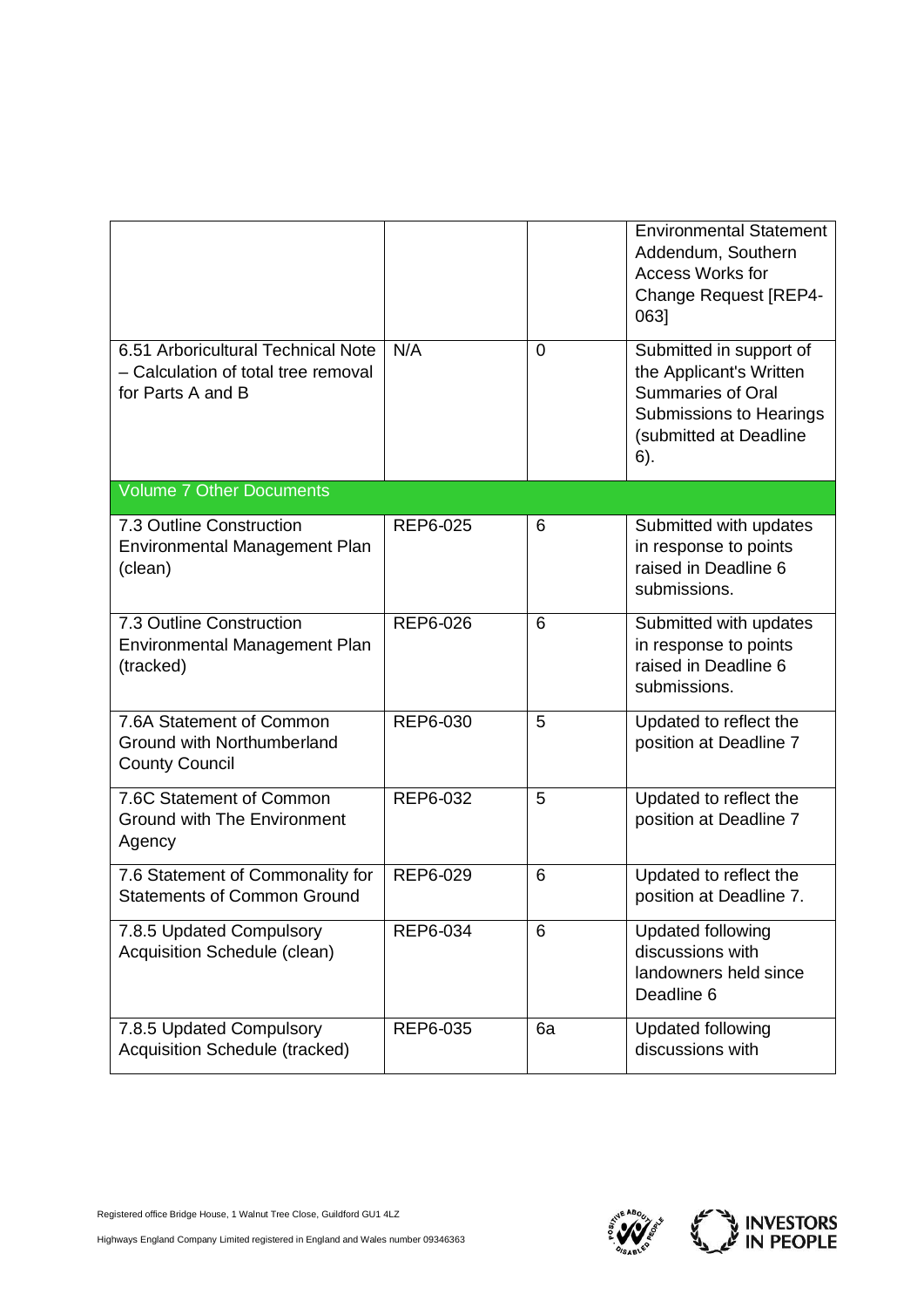| | | | |
|---|---|---|---|
| | | | Environmental Statement Addendum, Southern Access Works for Change Request [REP4-063] |
| 6.51 Arboricultural Technical Note – Calculation of total tree removal for Parts A and B | N/A | 0 | Submitted in support of the Applicant's Written Summaries of Oral Submissions to Hearings (submitted at Deadline 6). |
| Volume 7 Other Documents | | | |
| 7.3 Outline Construction Environmental Management Plan (clean) | REP6-025 | 6 | Submitted with updates in response to points raised in Deadline 6 submissions. |
| 7.3 Outline Construction Environmental Management Plan (tracked) | REP6-026 | 6 | Submitted with updates in response to points raised in Deadline 6 submissions. |
| 7.6A Statement of Common Ground with Northumberland County Council | REP6-030 | 5 | Updated to reflect the position at Deadline 7 |
| 7.6C Statement of Common Ground with The Environment Agency | REP6-032 | 5 | Updated to reflect the position at Deadline 7 |
| 7.6 Statement of Commonality for Statements of Common Ground | REP6-029 | 6 | Updated to reflect the position at Deadline 7. |
| 7.8.5 Updated Compulsory Acquisition Schedule (clean) | REP6-034 | 6 | Updated following discussions with landowners held since Deadline 6 |
| 7.8.5 Updated Compulsory Acquisition Schedule (tracked) | REP6-035 | 6a | Updated following discussions with |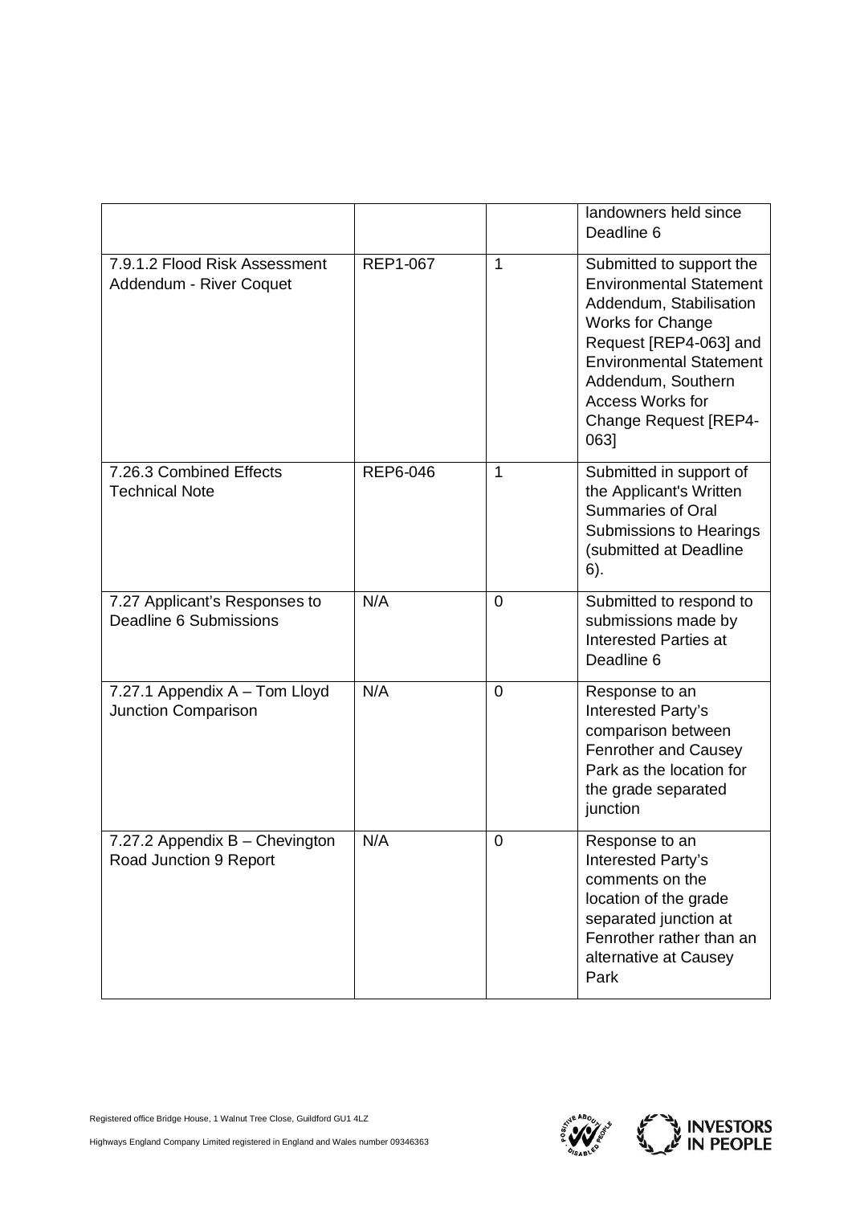| | | | landowners held since Deadline 6 |
|---|---|---|---|
| 7.9.1.2 Flood Risk Assessment Addendum - River Coquet | REP1-067 | 1 | Submitted to support the Environmental Statement Addendum, Stabilisation Works for Change Request [REP4-063] and Environmental Statement Addendum, Southern Access Works for Change Request [REP4-063] |
| 7.26.3 Combined Effects Technical Note | REP6-046 | 1 | Submitted in support of the Applicant's Written Summaries of Oral Submissions to Hearings (submitted at Deadline 6). |
| 7.27 Applicant's Responses to Deadline 6 Submissions | N/A | 0 | Submitted to respond to submissions made by Interested Parties at Deadline 6 |
| 7.27.1 Appendix A – Tom Lloyd Junction Comparison | N/A | 0 | Response to an Interested Party's comparison between Fenrother and Causey Park as the location for the grade separated junction |
| 7.27.2 Appendix B – Chevington Road Junction 9 Report | N/A | 0 | Response to an Interested Party's comments on the location of the grade separated junction at Fenrother rather than an alternative at Causey Park |

Registered office Bridge House, 1 Walnut Tree Close, Guildford GU1 4LZ

Highways England Company Limited registered in England and Wales number 09346363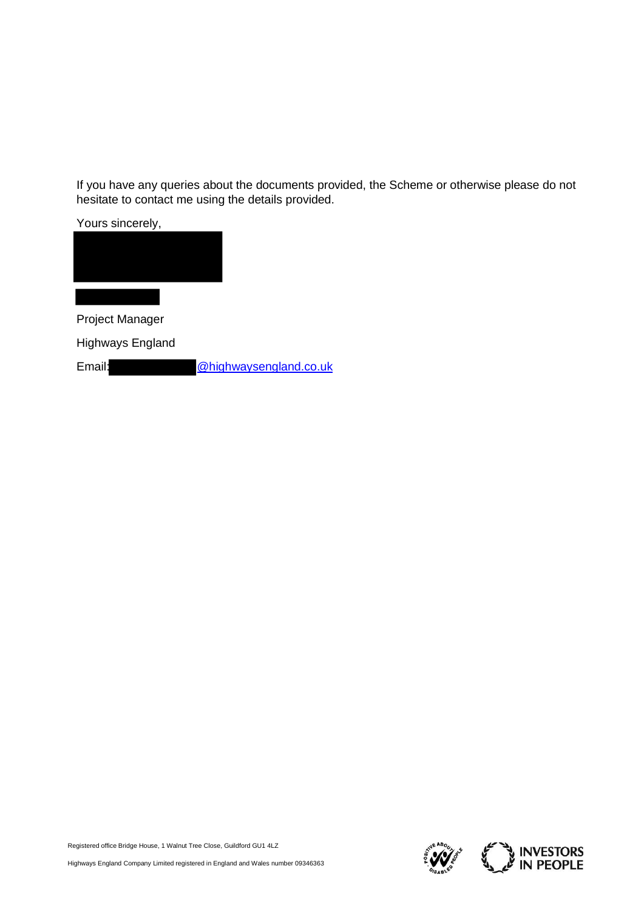If you have any queries about the documents provided, the Scheme or otherwise please do not hesitate to contact me using the details provided.

Yours sincerely,

Project Manager

Highways England

Email: @highwaysengland.co.uk

Registered office Bridge House, 1 Walnut Tree Close, Guildford GU1 4LZ

Highways England Company Limited registered in England and Wales number 09346363